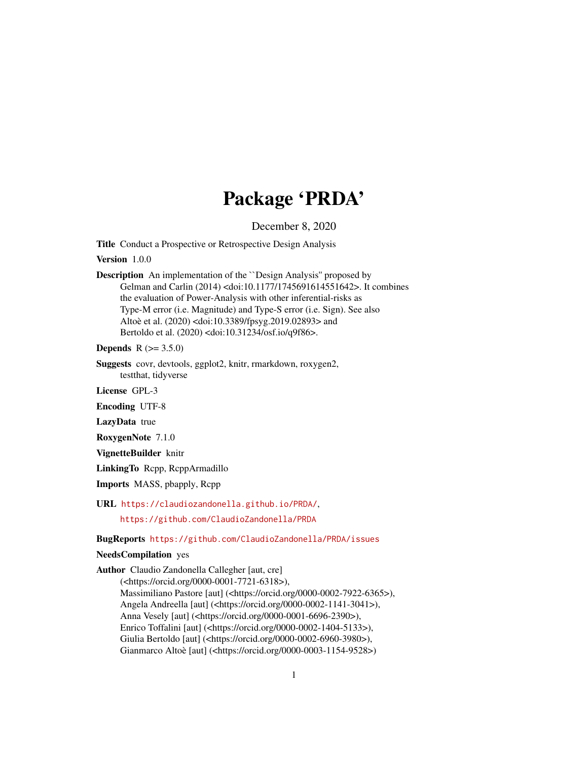# Package 'PRDA'

December 8, 2020

**Title** Conduct a Prospective or Retrospective Design Analysis

**Version** 1.0.0

**Description** An implementation of the ``Design Analysis'' proposed by Gelman and Carlin (2014) <doi:10.1177/1745691614551642>. It combines the evaluation of Power-Analysis with other inferential-risks as Type-M error (i.e. Magnitude) and Type-S error (i.e. Sign). See also Altoè et al. (2020) <doi:10.3389/fpsyg.2019.02893> and Bertoldo et al. (2020) <doi:10.31234/osf.io/q9f86>.

**Depends** R (>= 3.5.0)

**Suggests** covr, devtools, ggplot2, knitr, rmarkdown, roxygen2, testthat, tidyverse

**License** GPL-3

**Encoding** UTF-8

**LazyData** true

**RoxygenNote** 7.1.0

**VignetteBuilder** knitr

**LinkingTo** Rcpp, RcppArmadillo

**Imports** MASS, pbapply, Rcpp

**URL** https://claudiozandonella.github.io/PRDA/, https://github.com/ClaudioZandonella/PRDA

**BugReports** https://github.com/ClaudioZandonella/PRDA/issues

**NeedsCompilation** yes

**Author** Claudio Zandonella Callegher [aut, cre] (<https://orcid.org/0000-0001-7721-6318>), Massimiliano Pastore [aut] (<https://orcid.org/0000-0002-7922-6365>), Angela Andreella [aut] (<https://orcid.org/0000-0002-1141-3041>), Anna Vesely [aut] (<https://orcid.org/0000-0001-6696-2390>), Enrico Toffalini [aut] (<https://orcid.org/0000-0002-1404-5133>), Giulia Bertoldo [aut] (<https://orcid.org/0000-0002-6960-3980>), Gianmarco Altoè [aut] (<https://orcid.org/0000-0003-1154-9528>)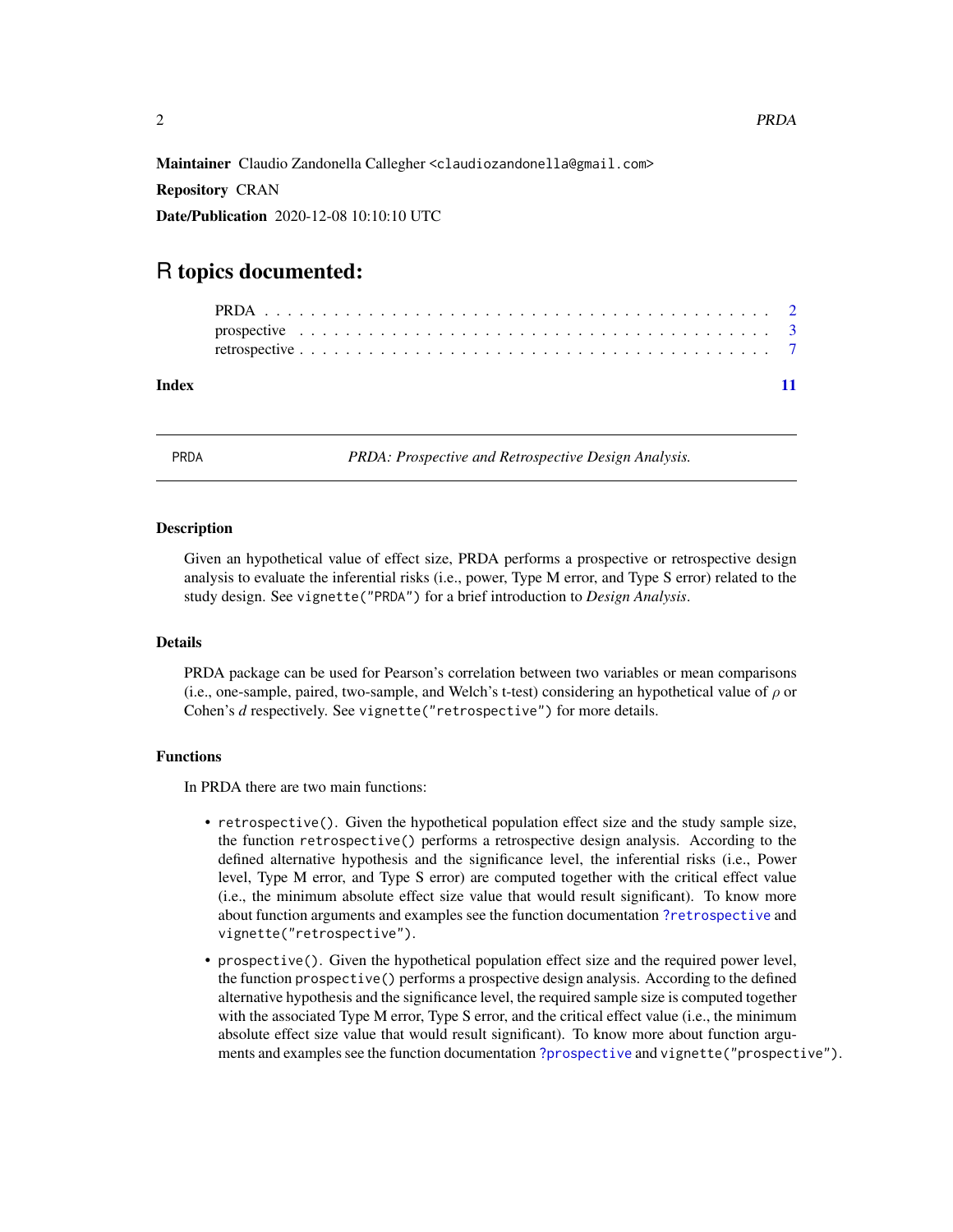**Maintainer** Claudio Zandonella Callegher <claudiozandonella@gmail.com>

**Repository** CRAN

**Date/Publication** 2020-12-08 10:10:10 UTC

# R topics documented:

| | |
|---|---|
| PRDA | 2 |
| prospective | 3 |
| retrospective | 7 |
| **Index** | **11** |

---

## PRDA — *PRDA: Prospective and Retrospective Design Analysis.*

---

### Description

Given an hypothetical value of effect size, PRDA performs a prospective or retrospective design analysis to evaluate the inferential risks (i.e., power, Type M error, and Type S error) related to the study design. See `vignette("PRDA")` for a brief introduction to *Design Analysis*.

### Details

PRDA package can be used for Pearson's correlation between two variables or mean comparisons (i.e., one-sample, paired, two-sample, and Welch's t-test) considering an hypothetical value of $\rho$ or Cohen's $d$ respectively. See `vignette("retrospective")` for more details.

### Functions

In PRDA there are two main functions:

- `retrospective()`. Given the hypothetical population effect size and the study sample size, the function `retrospective()` performs a retrospective design analysis. According to the defined alternative hypothesis and the significance level, the inferential risks (i.e., Power level, Type M error, and Type S error) are computed together with the critical effect value (i.e., the minimum absolute effect size value that would result significant). To know more about function arguments and examples see the function documentation `?retrospective` and `vignette("retrospective")`.
- `prospective()`. Given the hypothetical population effect size and the required power level, the function `prospective()` performs a prospective design analysis. According to the defined alternative hypothesis and the significance level, the required sample size is computed together with the associated Type M error, Type S error, and the critical effect value (i.e., the minimum absolute effect size value that would result significant). To know more about function arguments and examples see the function documentation `?prospective` and `vignette("prospective")`.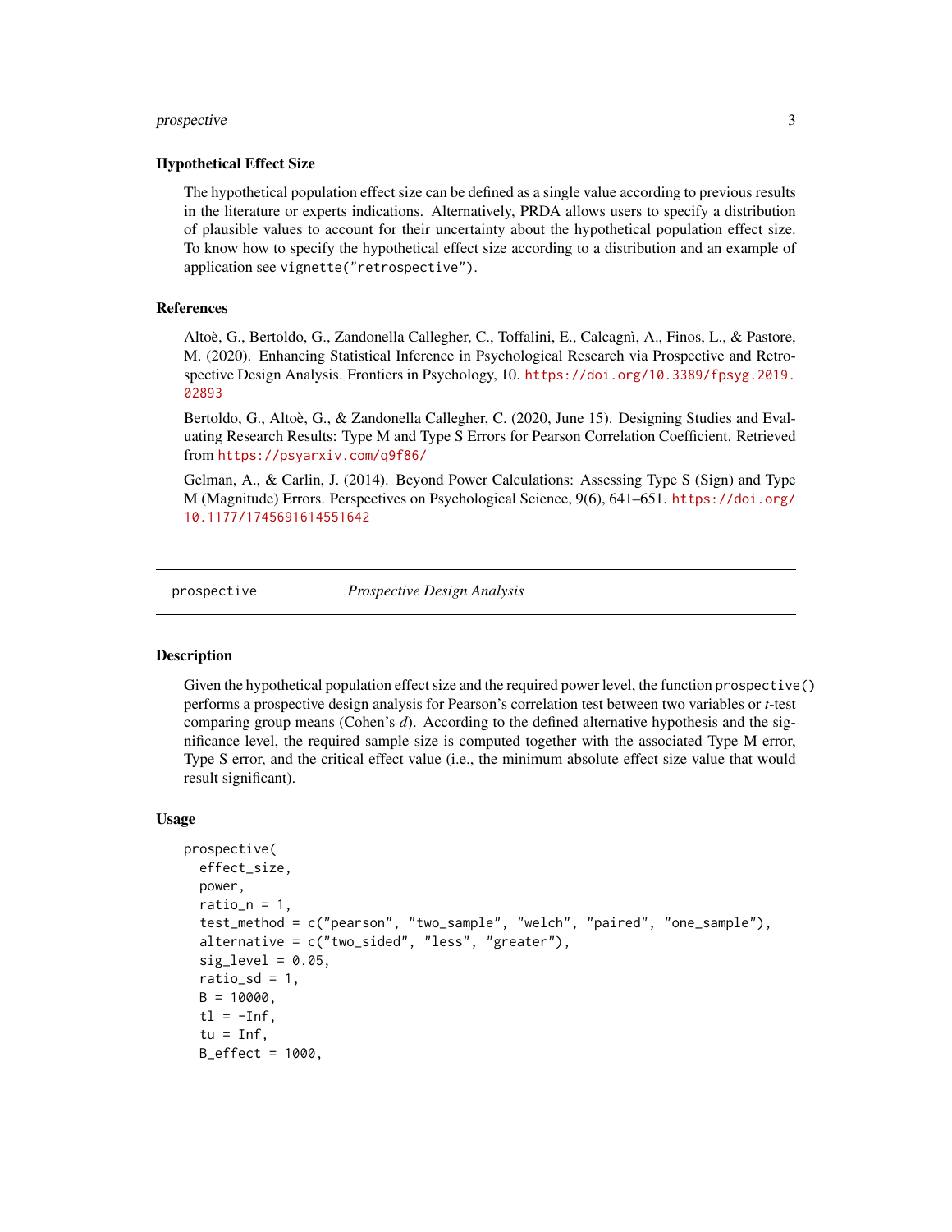### Hypothetical Effect Size

The hypothetical population effect size can be defined as a single value according to previous results in the literature or experts indications. Alternatively, PRDA allows users to specify a distribution of plausible values to account for their uncertainty about the hypothetical population effect size. To know how to specify the hypothetical effect size according to a distribution and an example of application see `vignette("retrospective")`.

### References

Altoè, G., Bertoldo, G., Zandonella Callegher, C., Toffalini, E., Calcagnì, A., Finos, L., & Pastore, M. (2020). Enhancing Statistical Inference in Psychological Research via Prospective and Retrospective Design Analysis. Frontiers in Psychology, 10. https://doi.org/10.3389/fpsyg.2019.02893

Bertoldo, G., Altoè, G., & Zandonella Callegher, C. (2020, June 15). Designing Studies and Evaluating Research Results: Type M and Type S Errors for Pearson Correlation Coefficient. Retrieved from https://psyarxiv.com/q9f86/

Gelman, A., & Carlin, J. (2014). Beyond Power Calculations: Assessing Type S (Sign) and Type M (Magnitude) Errors. Perspectives on Psychological Science, 9(6), 641–651. https://doi.org/10.1177/1745691614551642

---

## prospective — *Prospective Design Analysis*

### Description

Given the hypothetical population effect size and the required power level, the function `prospective()` performs a prospective design analysis for Pearson's correlation test between two variables or *t*-test comparing group means (Cohen's *d*). According to the defined alternative hypothesis and the significance level, the required sample size is computed together with the associated Type M error, Type S error, and the critical effect value (i.e., the minimum absolute effect size value that would result significant).

### Usage

```
prospective(
  effect_size,
  power,
  ratio_n = 1,
  test_method = c("pearson", "two_sample", "welch", "paired", "one_sample"),
  alternative = c("two_sided", "less", "greater"),
  sig_level = 0.05,
  ratio_sd = 1,
  B = 10000,
  tl = -Inf,
  tu = Inf,
  B_effect = 1000,
```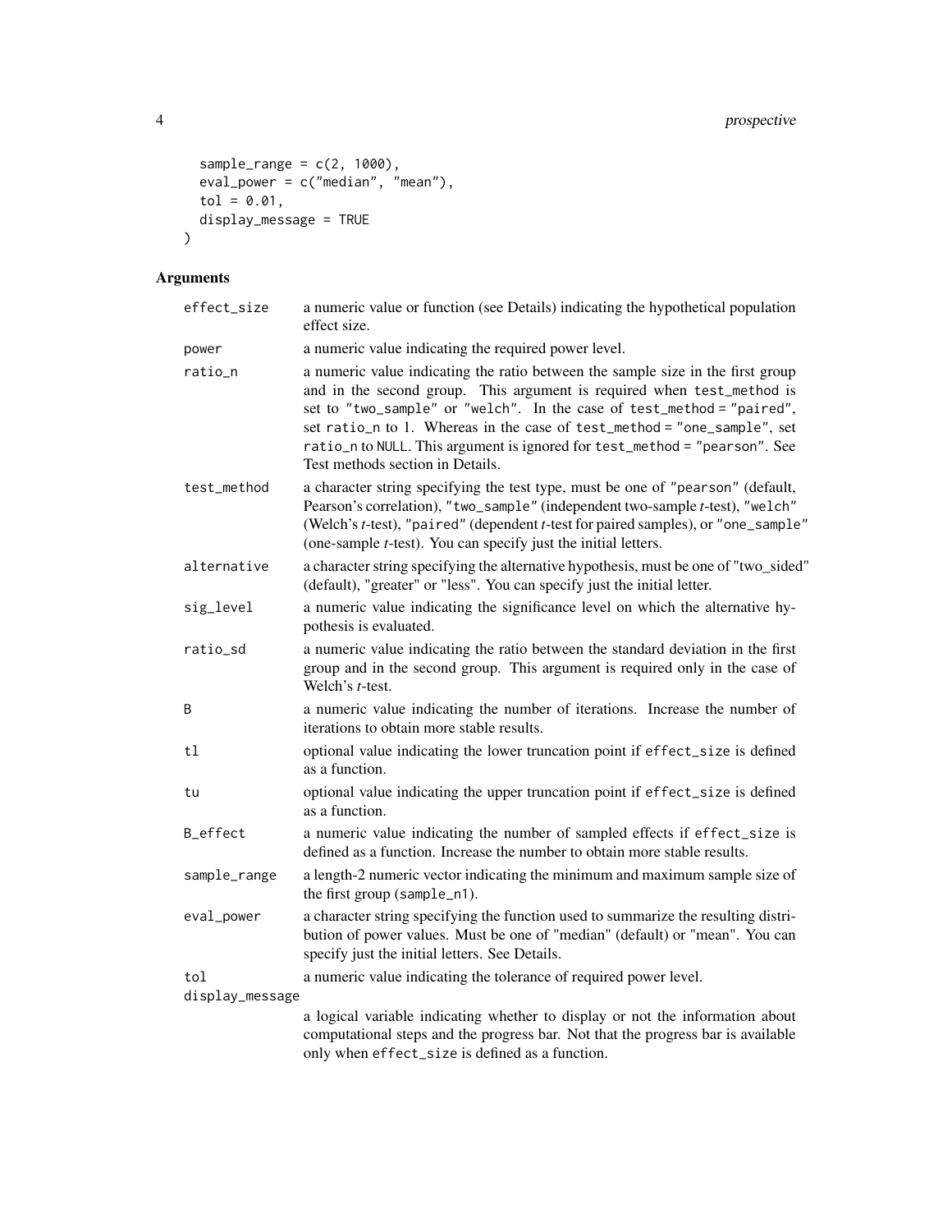```
  sample_range = c(2, 1000),
  eval_power = c("median", "mean"),
  tol = 0.01,
  display_message = TRUE
)
```

## Arguments

| | |
|---|---|
| `effect_size` | a numeric value or function (see Details) indicating the hypothetical population effect size. |
| `power` | a numeric value indicating the required power level. |
| `ratio_n` | a numeric value indicating the ratio between the sample size in the first group and in the second group. This argument is required when `test_method` is set to `"two_sample"` or `"welch"`. In the case of `test_method = "paired"`, set `ratio_n` to 1. Whereas in the case of `test_method = "one_sample"`, set `ratio_n` to `NULL`. This argument is ignored for `test_method = "pearson"`. See Test methods section in Details. |
| `test_method` | a character string specifying the test type, must be one of `"pearson"` (default, Pearson's correlation), `"two_sample"` (independent two-sample *t*-test), `"welch"` (Welch's *t*-test), `"paired"` (dependent *t*-test for paired samples), or `"one_sample"` (one-sample *t*-test). You can specify just the initial letters. |
| `alternative` | a character string specifying the alternative hypothesis, must be one of "two_sided" (default), "greater" or "less". You can specify just the initial letter. |
| `sig_level` | a numeric value indicating the significance level on which the alternative hypothesis is evaluated. |
| `ratio_sd` | a numeric value indicating the ratio between the standard deviation in the first group and in the second group. This argument is required only in the case of Welch's *t*-test. |
| `B` | a numeric value indicating the number of iterations. Increase the number of iterations to obtain more stable results. |
| `tl` | optional value indicating the lower truncation point if `effect_size` is defined as a function. |
| `tu` | optional value indicating the upper truncation point if `effect_size` is defined as a function. |
| `B_effect` | a numeric value indicating the number of sampled effects if `effect_size` is defined as a function. Increase the number to obtain more stable results. |
| `sample_range` | a length-2 numeric vector indicating the minimum and maximum sample size of the first group (`sample_n1`). |
| `eval_power` | a character string specifying the function used to summarize the resulting distribution of power values. Must be one of "median" (default) or "mean". You can specify just the initial letters. See Details. |
| `tol` | a numeric value indicating the tolerance of required power level. |
| `display_message` | a logical variable indicating whether to display or not the information about computational steps and the progress bar. Not that the progress bar is available only when `effect_size` is defined as a function. |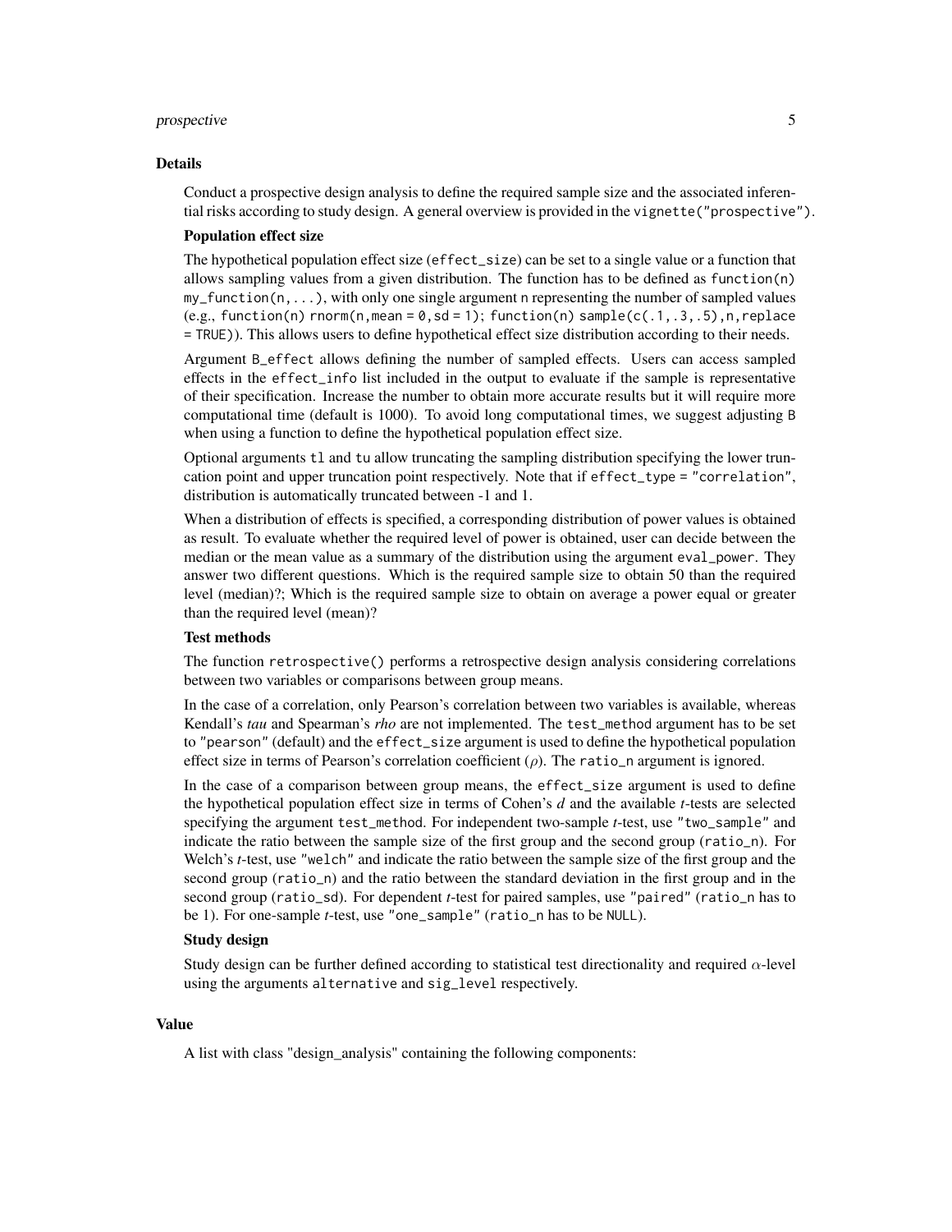## Details

Conduct a prospective design analysis to define the required sample size and the associated inferential risks according to study design. A general overview is provided in the `vignette("prospective")`.

### Population effect size

The hypothetical population effect size (`effect_size`) can be set to a single value or a function that allows sampling values from a given distribution. The function has to be defined as `function(n) my_function(n,...)`, with only one single argument `n` representing the number of sampled values (e.g., `function(n) rnorm(n,mean = 0,sd = 1)`; `function(n) sample(c(.1,.3,.5),n,replace = TRUE)`). This allows users to define hypothetical effect size distribution according to their needs.

Argument `B_effect` allows defining the number of sampled effects. Users can access sampled effects in the `effect_info` list included in the output to evaluate if the sample is representative of their specification. Increase the number to obtain more accurate results but it will require more computational time (default is 1000). To avoid long computational times, we suggest adjusting `B` when using a function to define the hypothetical population effect size.

Optional arguments `tl` and `tu` allow truncating the sampling distribution specifying the lower truncation point and upper truncation point respectively. Note that if `effect_type = "correlation"`, distribution is automatically truncated between -1 and 1.

When a distribution of effects is specified, a corresponding distribution of power values is obtained as result. To evaluate whether the required level of power is obtained, user can decide between the median or the mean value as a summary of the distribution using the argument `eval_power`. They answer two different questions. Which is the required sample size to obtain 50 than the required level (median)?; Which is the required sample size to obtain on average a power equal or greater than the required level (mean)?

### Test methods

The function `retrospective()` performs a retrospective design analysis considering correlations between two variables or comparisons between group means.

In the case of a correlation, only Pearson's correlation between two variables is available, whereas Kendall's *tau* and Spearman's *rho* are not implemented. The `test_method` argument has to be set to `"pearson"` (default) and the `effect_size` argument is used to define the hypothetical population effect size in terms of Pearson's correlation coefficient ($\rho$). The `ratio_n` argument is ignored.

In the case of a comparison between group means, the `effect_size` argument is used to define the hypothetical population effect size in terms of Cohen's *d* and the available *t*-tests are selected specifying the argument `test_method`. For independent two-sample *t*-test, use `"two_sample"` and indicate the ratio between the sample size of the first group and the second group (`ratio_n`). For Welch's *t*-test, use `"welch"` and indicate the ratio between the sample size of the first group and the second group (`ratio_n`) and the ratio between the standard deviation in the first group and in the second group (`ratio_sd`). For dependent *t*-test for paired samples, use `"paired"` (`ratio_n` has to be 1). For one-sample *t*-test, use `"one_sample"` (`ratio_n` has to be `NULL`).

### Study design

Study design can be further defined according to statistical test directionality and required $\alpha$-level using the arguments `alternative` and `sig_level` respectively.

## Value

A list with class "design_analysis" containing the following components: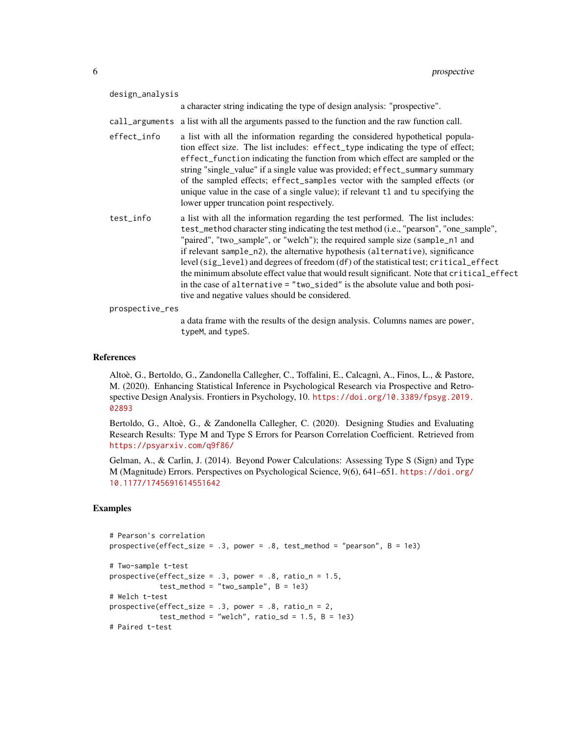design_analysis
: a character string indicating the type of design analysis: "prospective".

call_arguments
: a list with all the arguments passed to the function and the raw function call.

effect_info
: a list with all the information regarding the considered hypothetical population effect size. The list includes: `effect_type` indicating the type of effect; `effect_function` indicating the function from which effect are sampled or the string "single_value" if a single value was provided; `effect_summary` summary of the sampled effects; `effect_samples` vector with the sampled effects (or unique value in the case of a single value); if relevant `tl` and `tu` specifying the lower upper truncation point respectively.

test_info
: a list with all the information regarding the test performed. The list includes: `test_method` character sting indicating the test method (i.e., "pearson", "one_sample", "paired", "two_sample", or "welch"); the required sample size (`sample_n1` and if relevant `sample_n2`), the alternative hypothesis (`alternative`), significance level (`sig_level`) and degrees of freedom (`df`) of the statistical test; `critical_effect` the minimum absolute effect value that would result significant. Note that `critical_effect` in the case of `alternative = "two_sided"` is the absolute value and both positive and negative values should be considered.

prospective_res
: a data frame with the results of the design analysis. Columns names are `power`, `typeM`, and `typeS`.

## References

Altoè, G., Bertoldo, G., Zandonella Callegher, C., Toffalini, E., Calcagnì, A., Finos, L., & Pastore, M. (2020). Enhancing Statistical Inference in Psychological Research via Prospective and Retrospective Design Analysis. Frontiers in Psychology, 10. https://doi.org/10.3389/fpsyg.2019.02893

Bertoldo, G., Altoè, G., & Zandonella Callegher, C. (2020). Designing Studies and Evaluating Research Results: Type M and Type S Errors for Pearson Correlation Coefficient. Retrieved from https://psyarxiv.com/q9f86/

Gelman, A., & Carlin, J. (2014). Beyond Power Calculations: Assessing Type S (Sign) and Type M (Magnitude) Errors. Perspectives on Psychological Science, 9(6), 641–651. https://doi.org/10.1177/1745691614551642

## Examples

```
# Pearson's correlation
prospective(effect_size = .3, power = .8, test_method = "pearson", B = 1e3)

# Two-sample t-test
prospective(effect_size = .3, power = .8, ratio_n = 1.5,
            test_method = "two_sample", B = 1e3)
# Welch t-test
prospective(effect_size = .3, power = .8, ratio_n = 2,
            test_method = "welch", ratio_sd = 1.5, B = 1e3)
# Paired t-test
```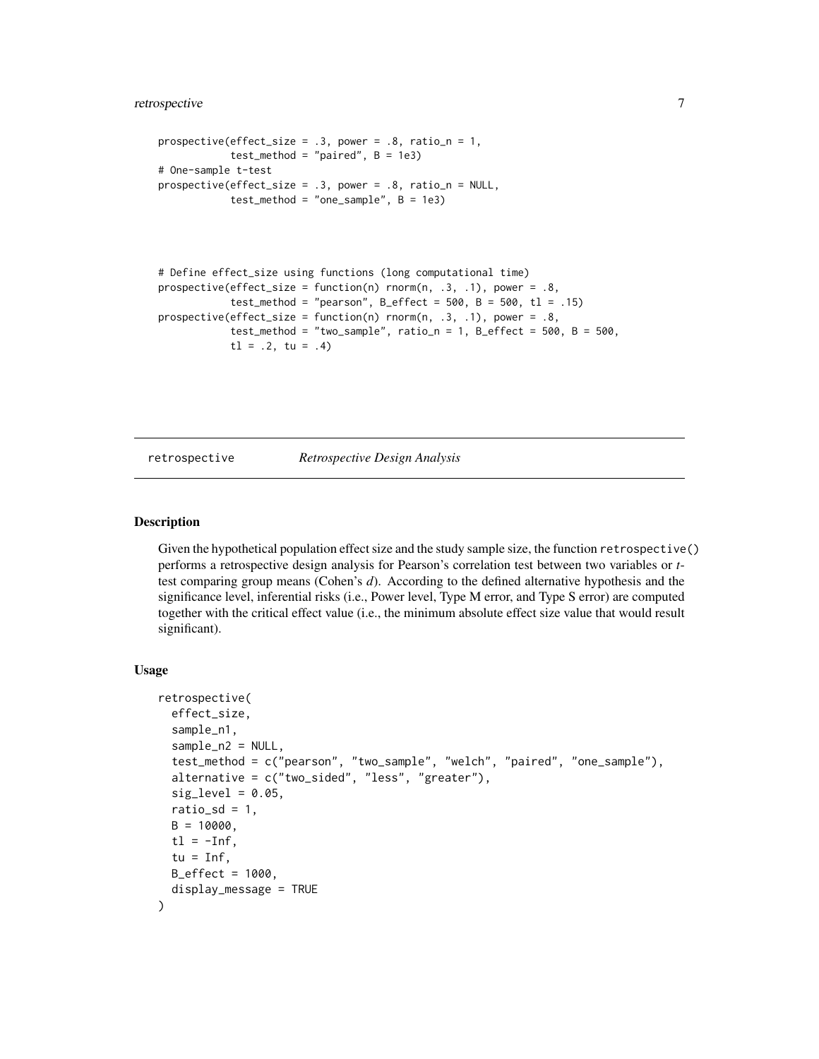```
prospective(effect_size = .3, power = .8, ratio_n = 1,
            test_method = "paired", B = 1e3)
# One-sample t-test
prospective(effect_size = .3, power = .8, ratio_n = NULL,
            test_method = "one_sample", B = 1e3)



# Define effect_size using functions (long computational time)
prospective(effect_size = function(n) rnorm(n, .3, .1), power = .8,
            test_method = "pearson", B_effect = 500, B = 500, tl = .15)
prospective(effect_size = function(n) rnorm(n, .3, .1), power = .8,
            test_method = "two_sample", ratio_n = 1, B_effect = 500, B = 500,
            tl = .2, tu = .4)
```

---

## retrospective — *Retrospective Design Analysis*

### Description

Given the hypothetical population effect size and the study sample size, the function `retrospective()` performs a retrospective design analysis for Pearson's correlation test between two variables or *t*-test comparing group means (Cohen's *d*). According to the defined alternative hypothesis and the significance level, inferential risks (i.e., Power level, Type M error, and Type S error) are computed together with the critical effect value (i.e., the minimum absolute effect size value that would result significant).

### Usage

```
retrospective(
  effect_size,
  sample_n1,
  sample_n2 = NULL,
  test_method = c("pearson", "two_sample", "welch", "paired", "one_sample"),
  alternative = c("two_sided", "less", "greater"),
  sig_level = 0.05,
  ratio_sd = 1,
  B = 10000,
  tl = -Inf,
  tu = Inf,
  B_effect = 1000,
  display_message = TRUE
)
```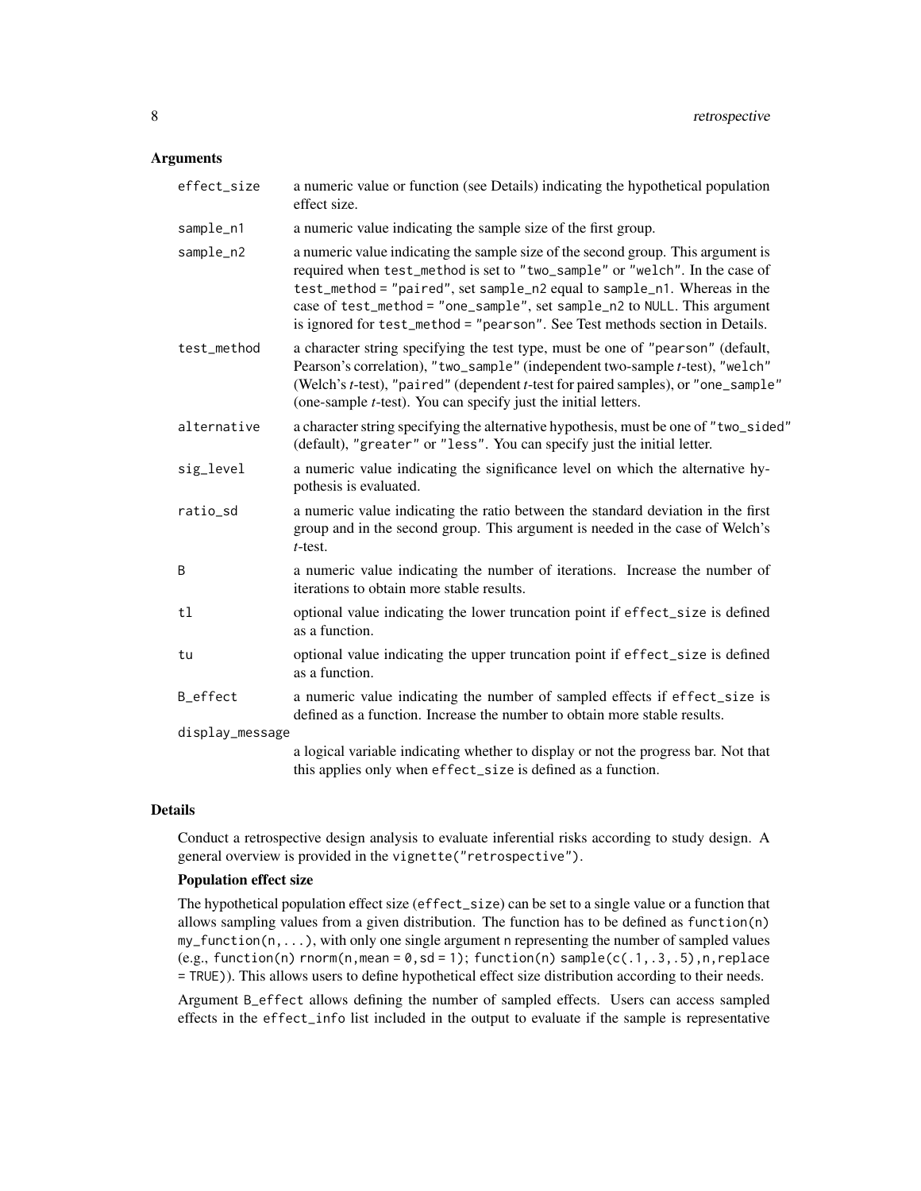## Arguments

| | |
|---|---|
| `effect_size` | a numeric value or function (see Details) indicating the hypothetical population effect size. |
| `sample_n1` | a numeric value indicating the sample size of the first group. |
| `sample_n2` | a numeric value indicating the sample size of the second group. This argument is required when `test_method` is set to `"two_sample"` or `"welch"`. In the case of `test_method = "paired"`, set `sample_n2` equal to `sample_n1`. Whereas in the case of `test_method = "one_sample"`, set `sample_n2` to `NULL`. This argument is ignored for `test_method = "pearson"`. See Test methods section in Details. |
| `test_method` | a character string specifying the test type, must be one of `"pearson"` (default, Pearson's correlation), `"two_sample"` (independent two-sample *t*-test), `"welch"` (Welch's *t*-test), `"paired"` (dependent *t*-test for paired samples), or `"one_sample"` (one-sample *t*-test). You can specify just the initial letters. |
| `alternative` | a character string specifying the alternative hypothesis, must be one of `"two_sided"` (default), `"greater"` or `"less"`. You can specify just the initial letter. |
| `sig_level` | a numeric value indicating the significance level on which the alternative hypothesis is evaluated. |
| `ratio_sd` | a numeric value indicating the ratio between the standard deviation in the first group and in the second group. This argument is needed in the case of Welch's *t*-test. |
| `B` | a numeric value indicating the number of iterations. Increase the number of iterations to obtain more stable results. |
| `tl` | optional value indicating the lower truncation point if `effect_size` is defined as a function. |
| `tu` | optional value indicating the upper truncation point if `effect_size` is defined as a function. |
| `B_effect` | a numeric value indicating the number of sampled effects if `effect_size` is defined as a function. Increase the number to obtain more stable results. |
| `display_message` | a logical variable indicating whether to display or not the progress bar. Not that this applies only when `effect_size` is defined as a function. |

## Details

Conduct a retrospective design analysis to evaluate inferential risks according to study design. A general overview is provided in the `vignette("retrospective")`.

### Population effect size

The hypothetical population effect size (`effect_size`) can be set to a single value or a function that allows sampling values from a given distribution. The function has to be defined as `function(n) my_function(n,...)`, with only one single argument `n` representing the number of sampled values (e.g., `function(n) rnorm(n,mean = 0,sd = 1)`; `function(n) sample(c(.1,.3,.5),n,replace = TRUE)`). This allows users to define hypothetical effect size distribution according to their needs.

Argument `B_effect` allows defining the number of sampled effects. Users can access sampled effects in the `effect_info` list included in the output to evaluate if the sample is representative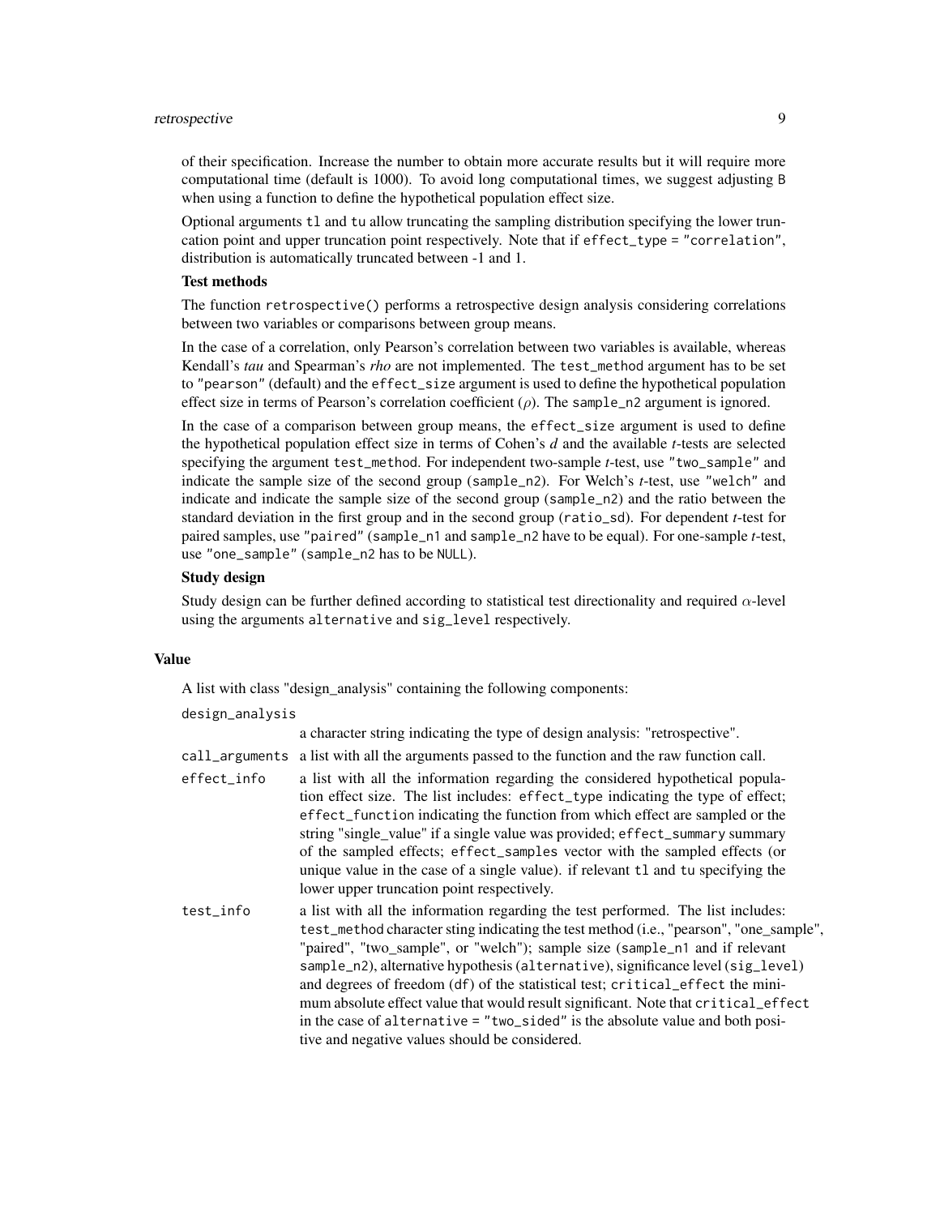of their specification. Increase the number to obtain more accurate results but it will require more computational time (default is 1000). To avoid long computational times, we suggest adjusting `B` when using a function to define the hypothetical population effect size.

Optional arguments `tl` and `tu` allow truncating the sampling distribution specifying the lower truncation point and upper truncation point respectively. Note that if `effect_type = "correlation"`, distribution is automatically truncated between -1 and 1.

**Test methods**

The function `retrospective()` performs a retrospective design analysis considering correlations between two variables or comparisons between group means.

In the case of a correlation, only Pearson's correlation between two variables is available, whereas Kendall's *tau* and Spearman's *rho* are not implemented. The `test_method` argument has to be set to `"pearson"` (default) and the `effect_size` argument is used to define the hypothetical population effect size in terms of Pearson's correlation coefficient ($\rho$). The `sample_n2` argument is ignored.

In the case of a comparison between group means, the `effect_size` argument is used to define the hypothetical population effect size in terms of Cohen's *d* and the available *t*-tests are selected specifying the argument `test_method`. For independent two-sample *t*-test, use `"two_sample"` and indicate the sample size of the second group (`sample_n2`). For Welch's *t*-test, use `"welch"` and indicate and indicate the sample size of the second group (`sample_n2`) and the ratio between the standard deviation in the first group and in the second group (`ratio_sd`). For dependent *t*-test for paired samples, use `"paired"` (`sample_n1` and `sample_n2` have to be equal). For one-sample *t*-test, use `"one_sample"` (`sample_n2` has to be `NULL`).

**Study design**

Study design can be further defined according to statistical test directionality and required $\alpha$-level using the arguments `alternative` and `sig_level` respectively.

## Value

A list with class "design_analysis" containing the following components:

`design_analysis`
: a character string indicating the type of design analysis: "retrospective".

`call_arguments`
: a list with all the arguments passed to the function and the raw function call.

`effect_info`
: a list with all the information regarding the considered hypothetical population effect size. The list includes: `effect_type` indicating the type of effect; `effect_function` indicating the function from which effect are sampled or the string "single_value" if a single value was provided; `effect_summary` summary of the sampled effects; `effect_samples` vector with the sampled effects (or unique value in the case of a single value). if relevant `tl` and `tu` specifying the lower upper truncation point respectively.

`test_info`
: a list with all the information regarding the test performed. The list includes: `test_method` character sting indicating the test method (i.e., "pearson", "one_sample", "paired", "two_sample", or "welch"); sample size (`sample_n1` and if relevant `sample_n2`), alternative hypothesis (`alternative`), significance level (`sig_level`) and degrees of freedom (`df`) of the statistical test; `critical_effect` the minimum absolute effect value that would result significant. Note that `critical_effect` in the case of `alternative = "two_sided"` is the absolute value and both positive and negative values should be considered.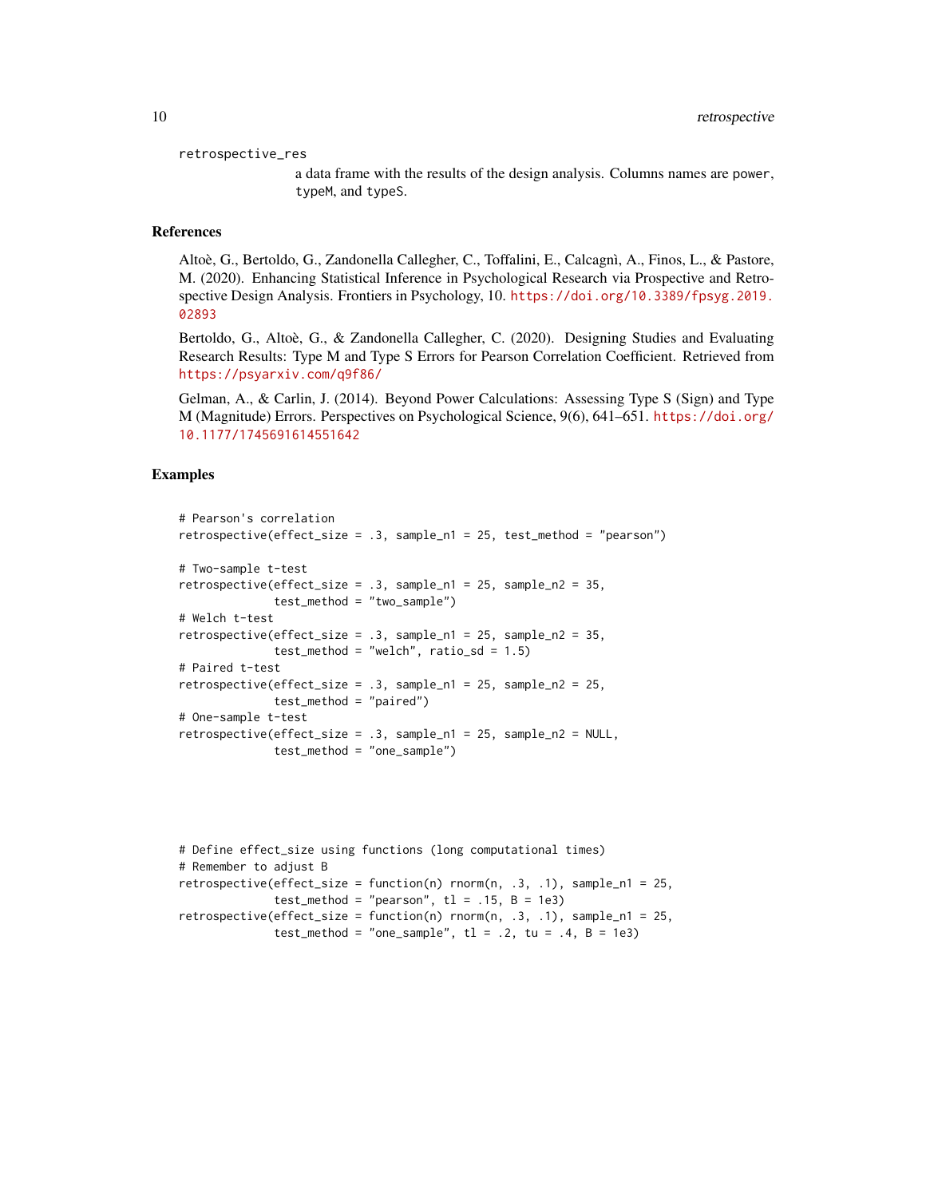retrospective_res

a data frame with the results of the design analysis. Columns names are `power`, `typeM`, and `typeS`.

## References

Altoè, G., Bertoldo, G., Zandonella Callegher, C., Toffalini, E., Calcagnì, A., Finos, L., & Pastore, M. (2020). Enhancing Statistical Inference in Psychological Research via Prospective and Retrospective Design Analysis. Frontiers in Psychology, 10. https://doi.org/10.3389/fpsyg.2019.02893

Bertoldo, G., Altoè, G., & Zandonella Callegher, C. (2020). Designing Studies and Evaluating Research Results: Type M and Type S Errors for Pearson Correlation Coefficient. Retrieved from https://psyarxiv.com/q9f86/

Gelman, A., & Carlin, J. (2014). Beyond Power Calculations: Assessing Type S (Sign) and Type M (Magnitude) Errors. Perspectives on Psychological Science, 9(6), 641–651. https://doi.org/10.1177/1745691614551642

## Examples

```
# Pearson's correlation
retrospective(effect_size = .3, sample_n1 = 25, test_method = "pearson")

# Two-sample t-test
retrospective(effect_size = .3, sample_n1 = 25, sample_n2 = 35,
              test_method = "two_sample")
# Welch t-test
retrospective(effect_size = .3, sample_n1 = 25, sample_n2 = 35,
              test_method = "welch", ratio_sd = 1.5)
# Paired t-test
retrospective(effect_size = .3, sample_n1 = 25, sample_n2 = 25,
              test_method = "paired")
# One-sample t-test
retrospective(effect_size = .3, sample_n1 = 25, sample_n2 = NULL,
              test_method = "one_sample")




# Define effect_size using functions (long computational times)
# Remember to adjust B
retrospective(effect_size = function(n) rnorm(n, .3, .1), sample_n1 = 25,
              test_method = "pearson", tl = .15, B = 1e3)
retrospective(effect_size = function(n) rnorm(n, .3, .1), sample_n1 = 25,
              test_method = "one_sample", tl = .2, tu = .4, B = 1e3)
```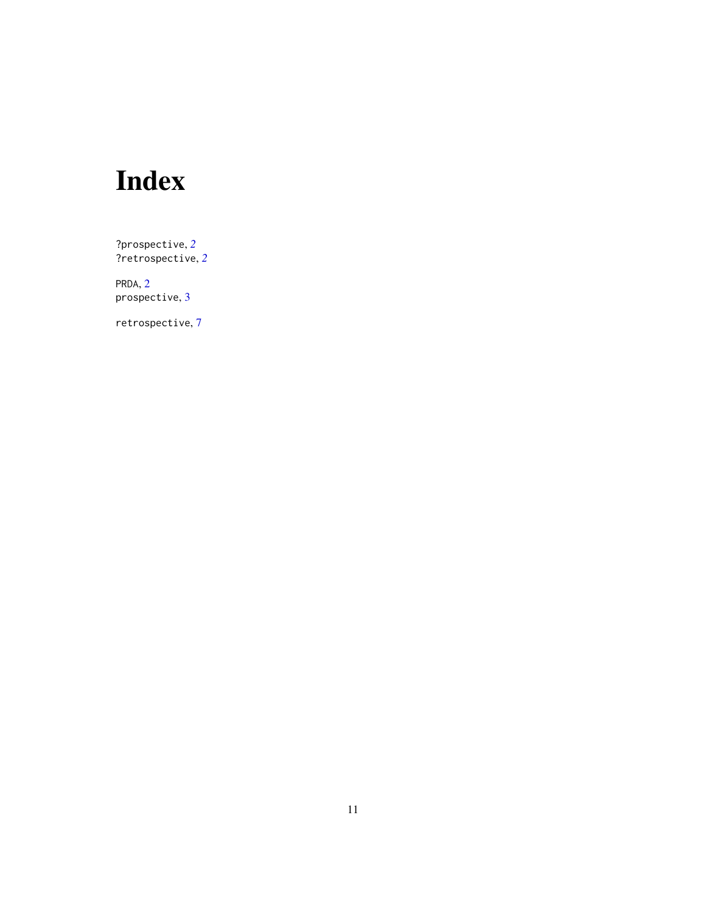# Index

?prospective, *2*
?retrospective, *2*

PRDA, 2
prospective, 3

retrospective, 7